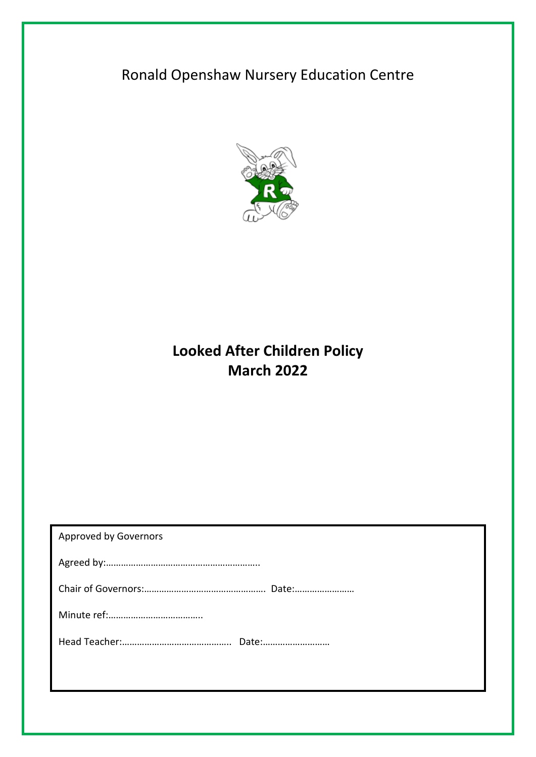Ronald Openshaw Nursery Education Centre

# Looked After Children Policy
# March 2022

Approved by Governors

Agreed by:……………………………………………………..

Chair of Governors:…………………………………………. Date:……………………

Minute ref:………………………………..

Head Teacher:……………………………………. Date:………………………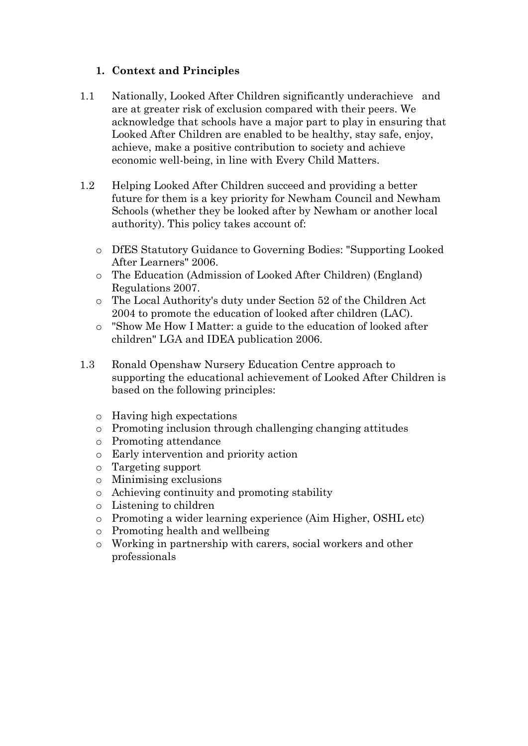## 1. Context and Principles

1.1 Nationally, Looked After Children significantly underachieve and are at greater risk of exclusion compared with their peers. We acknowledge that schools have a major part to play in ensuring that Looked After Children are enabled to be healthy, stay safe, enjoy, achieve, make a positive contribution to society and achieve economic well-being, in line with Every Child Matters.

1.2 Helping Looked After Children succeed and providing a better future for them is a key priority for Newham Council and Newham Schools (whether they be looked after by Newham or another local authority). This policy takes account of:

- DfES Statutory Guidance to Governing Bodies: "Supporting Looked After Learners" 2006.
- The Education (Admission of Looked After Children) (England) Regulations 2007.
- The Local Authority's duty under Section 52 of the Children Act 2004 to promote the education of looked after children (LAC).
- "Show Me How I Matter: a guide to the education of looked after children" LGA and IDEA publication 2006.

1.3 Ronald Openshaw Nursery Education Centre approach to supporting the educational achievement of Looked After Children is based on the following principles:

- Having high expectations
- Promoting inclusion through challenging changing attitudes
- Promoting attendance
- Early intervention and priority action
- Targeting support
- Minimising exclusions
- Achieving continuity and promoting stability
- Listening to children
- Promoting a wider learning experience (Aim Higher, OSHL etc)
- Promoting health and wellbeing
- Working in partnership with carers, social workers and other professionals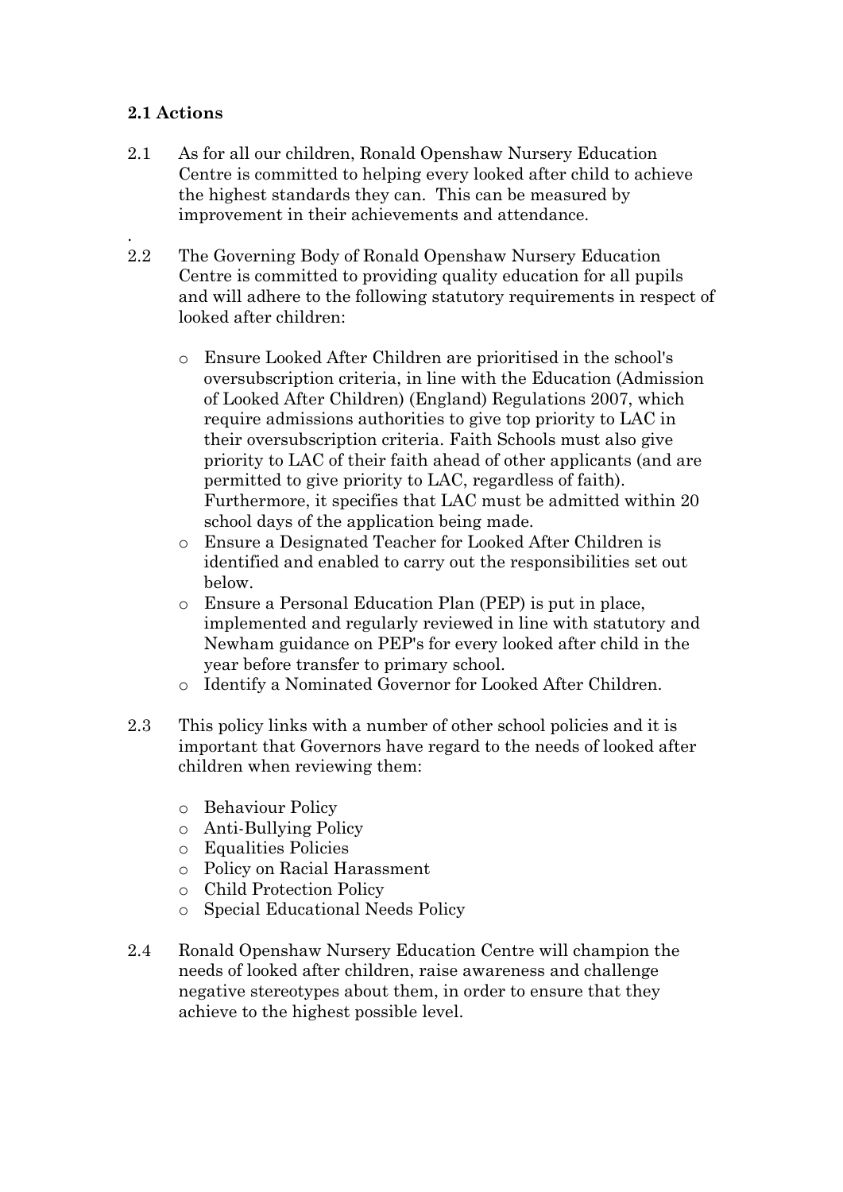**2.1 Actions**

2.1 As for all our children, Ronald Openshaw Nursery Education Centre is committed to helping every looked after child to achieve the highest standards they can. This can be measured by improvement in their achievements and attendance.

.

2.2 The Governing Body of Ronald Openshaw Nursery Education Centre is committed to providing quality education for all pupils and will adhere to the following statutory requirements in respect of looked after children:

- Ensure Looked After Children are prioritised in the school's oversubscription criteria, in line with the Education (Admission of Looked After Children) (England) Regulations 2007, which require admissions authorities to give top priority to LAC in their oversubscription criteria. Faith Schools must also give priority to LAC of their faith ahead of other applicants (and are permitted to give priority to LAC, regardless of faith). Furthermore, it specifies that LAC must be admitted within 20 school days of the application being made.
- Ensure a Designated Teacher for Looked After Children is identified and enabled to carry out the responsibilities set out below.
- Ensure a Personal Education Plan (PEP) is put in place, implemented and regularly reviewed in line with statutory and Newham guidance on PEP's for every looked after child in the year before transfer to primary school.
- Identify a Nominated Governor for Looked After Children.

2.3 This policy links with a number of other school policies and it is important that Governors have regard to the needs of looked after children when reviewing them:

- Behaviour Policy
- Anti-Bullying Policy
- Equalities Policies
- Policy on Racial Harassment
- Child Protection Policy
- Special Educational Needs Policy

2.4 Ronald Openshaw Nursery Education Centre will champion the needs of looked after children, raise awareness and challenge negative stereotypes about them, in order to ensure that they achieve to the highest possible level.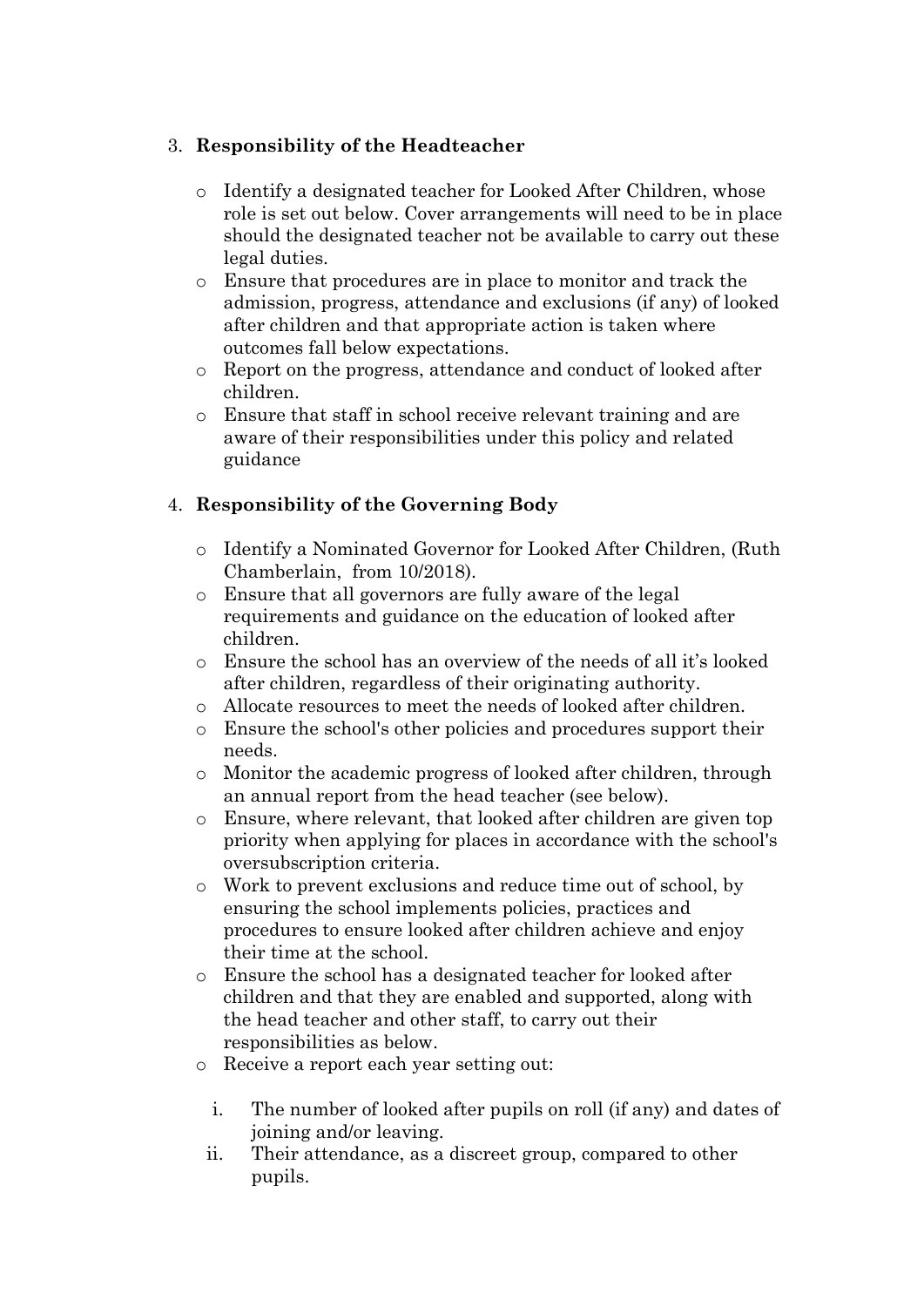3. **Responsibility of the Headteacher**

    - Identify a designated teacher for Looked After Children, whose role is set out below. Cover arrangements will need to be in place should the designated teacher not be available to carry out these legal duties.
    - Ensure that procedures are in place to monitor and track the admission, progress, attendance and exclusions (if any) of looked after children and that appropriate action is taken where outcomes fall below expectations.
    - Report on the progress, attendance and conduct of looked after children.
    - Ensure that staff in school receive relevant training and are aware of their responsibilities under this policy and related guidance

4. **Responsibility of the Governing Body**

    - Identify a Nominated Governor for Looked After Children, (Ruth Chamberlain, from 10/2018).
    - Ensure that all governors are fully aware of the legal requirements and guidance on the education of looked after children.
    - Ensure the school has an overview of the needs of all it's looked after children, regardless of their originating authority.
    - Allocate resources to meet the needs of looked after children.
    - Ensure the school's other policies and procedures support their needs.
    - Monitor the academic progress of looked after children, through an annual report from the head teacher (see below).
    - Ensure, where relevant, that looked after children are given top priority when applying for places in accordance with the school's oversubscription criteria.
    - Work to prevent exclusions and reduce time out of school, by ensuring the school implements policies, practices and procedures to ensure looked after children achieve and enjoy their time at the school.
    - Ensure the school has a designated teacher for looked after children and that they are enabled and supported, along with the head teacher and other staff, to carry out their responsibilities as below.
    - Receive a report each year setting out:

        i. The number of looked after pupils on roll (if any) and dates of joining and/or leaving.
        ii. Their attendance, as a discreet group, compared to other pupils.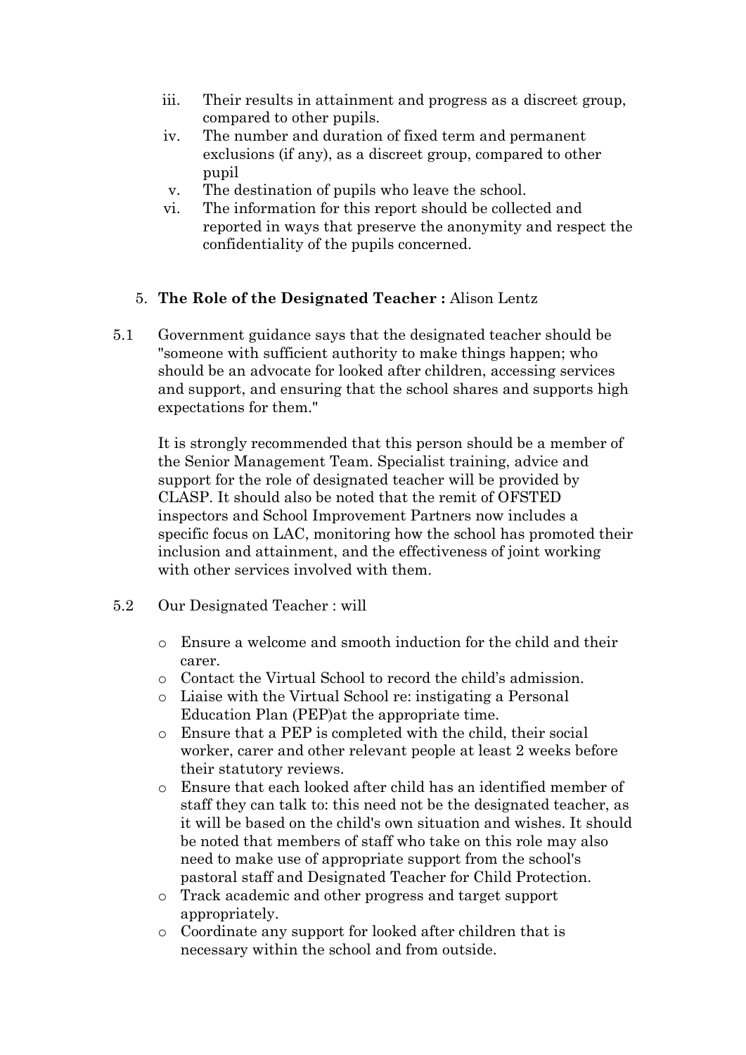iii. Their results in attainment and progress as a discreet group, compared to other pupils.
iv. The number and duration of fixed term and permanent exclusions (if any), as a discreet group, compared to other pupil
v. The destination of pupils who leave the school.
vi. The information for this report should be collected and reported in ways that preserve the anonymity and respect the confidentiality of the pupils concerned.

## 5. **The Role of the Designated Teacher :** Alison Lentz

5.1 Government guidance says that the designated teacher should be "someone with sufficient authority to make things happen; who should be an advocate for looked after children, accessing services and support, and ensuring that the school shares and supports high expectations for them."

It is strongly recommended that this person should be a member of the Senior Management Team. Specialist training, advice and support for the role of designated teacher will be provided by CLASP. It should also be noted that the remit of OFSTED inspectors and School Improvement Partners now includes a specific focus on LAC, monitoring how the school has promoted their inclusion and attainment, and the effectiveness of joint working with other services involved with them.

5.2 Our Designated Teacher : will

- Ensure a welcome and smooth induction for the child and their carer.
- Contact the Virtual School to record the child's admission.
- Liaise with the Virtual School re: instigating a Personal Education Plan (PEP)at the appropriate time.
- Ensure that a PEP is completed with the child, their social worker, carer and other relevant people at least 2 weeks before their statutory reviews.
- Ensure that each looked after child has an identified member of staff they can talk to: this need not be the designated teacher, as it will be based on the child's own situation and wishes. It should be noted that members of staff who take on this role may also need to make use of appropriate support from the school's pastoral staff and Designated Teacher for Child Protection.
- Track academic and other progress and target support appropriately.
- Coordinate any support for looked after children that is necessary within the school and from outside.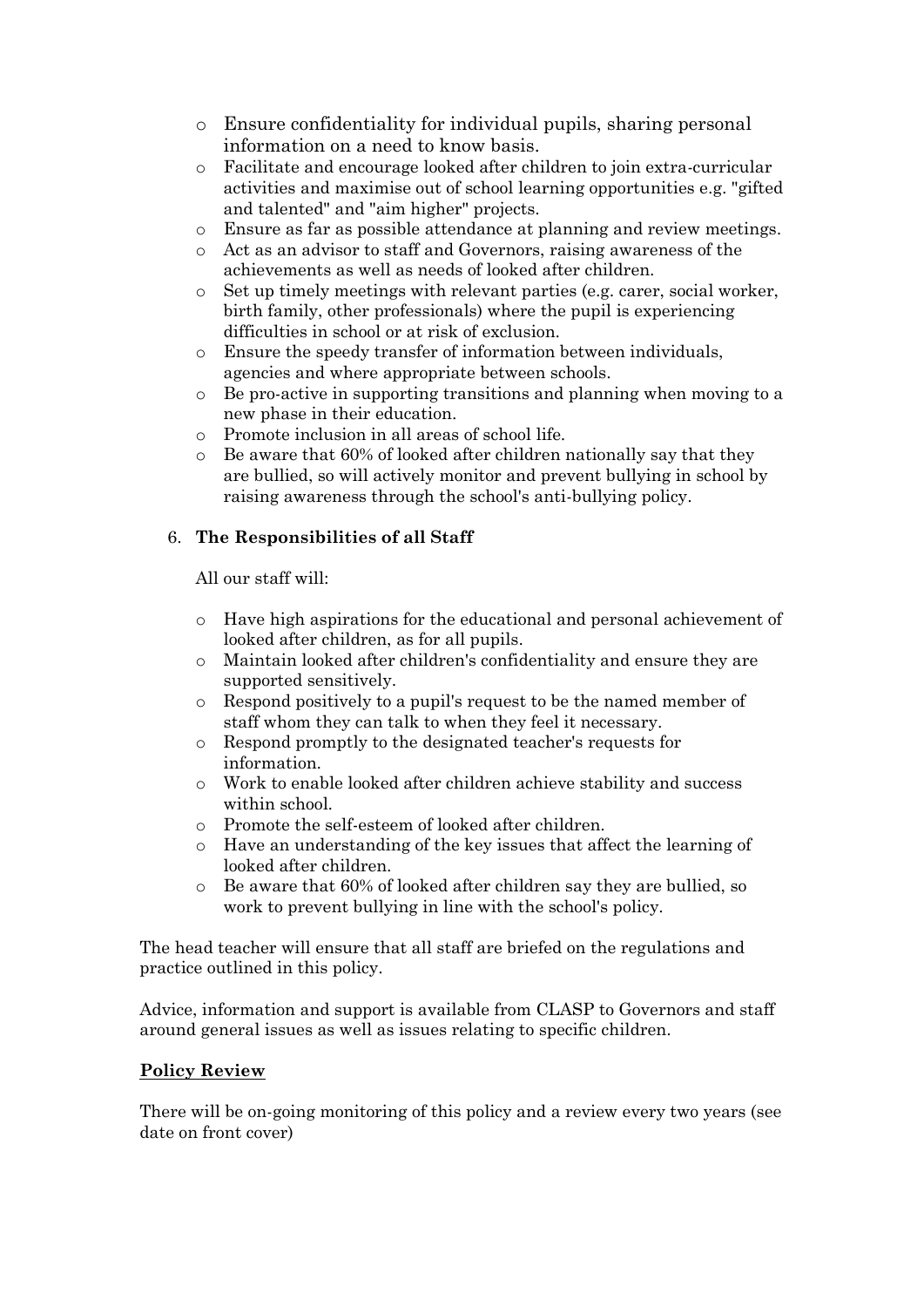- Ensure confidentiality for individual pupils, sharing personal information on a need to know basis.
- Facilitate and encourage looked after children to join extra-curricular activities and maximise out of school learning opportunities e.g. "gifted and talented" and "aim higher" projects.
- Ensure as far as possible attendance at planning and review meetings.
- Act as an advisor to staff and Governors, raising awareness of the achievements as well as needs of looked after children.
- Set up timely meetings with relevant parties (e.g. carer, social worker, birth family, other professionals) where the pupil is experiencing difficulties in school or at risk of exclusion.
- Ensure the speedy transfer of information between individuals, agencies and where appropriate between schools.
- Be pro-active in supporting transitions and planning when moving to a new phase in their education.
- Promote inclusion in all areas of school life.
- Be aware that 60% of looked after children nationally say that they are bullied, so will actively monitor and prevent bullying in school by raising awareness through the school's anti-bullying policy.

6. **The Responsibilities of all Staff**

All our staff will:

- Have high aspirations for the educational and personal achievement of looked after children, as for all pupils.
- Maintain looked after children's confidentiality and ensure they are supported sensitively.
- Respond positively to a pupil's request to be the named member of staff whom they can talk to when they feel it necessary.
- Respond promptly to the designated teacher's requests for information.
- Work to enable looked after children achieve stability and success within school.
- Promote the self-esteem of looked after children.
- Have an understanding of the key issues that affect the learning of looked after children.
- Be aware that 60% of looked after children say they are bullied, so work to prevent bullying in line with the school's policy.

The head teacher will ensure that all staff are briefed on the regulations and practice outlined in this policy.

Advice, information and support is available from CLASP to Governors and staff around general issues as well as issues relating to specific children.

**Policy Review**

There will be on-going monitoring of this policy and a review every two years (see date on front cover)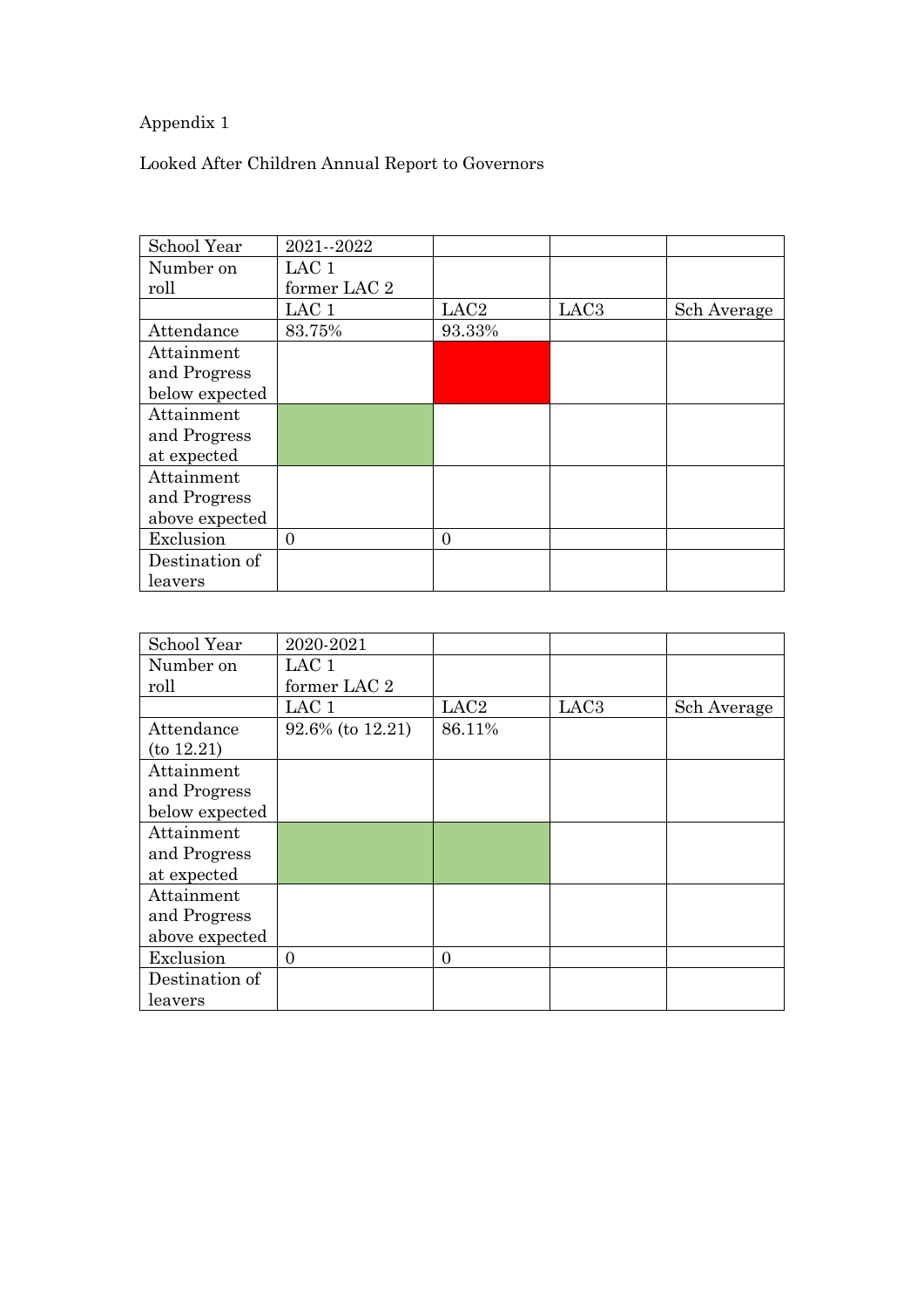Appendix 1

Looked After Children Annual Report to Governors

| School Year | 2021--2022 | | | |
|---|---|---|---|---|
| Number on roll | LAC 1<br>former LAC 2 | | | |
| | LAC 1 | LAC2 | LAC3 | Sch Average |
| Attendance | 83.75% | 93.33% | | |
| Attainment and Progress below expected | | | | |
| Attainment and Progress at expected | | | | |
| Attainment and Progress above expected | | | | |
| Exclusion | 0 | 0 | | |
| Destination of leavers | | | | |

| School Year | 2020-2021 | | | |
|---|---|---|---|---|
| Number on roll | LAC 1<br>former LAC 2 | | | |
| | LAC 1 | LAC2 | LAC3 | Sch Average |
| Attendance (to 12.21) | 92.6% (to 12.21) | 86.11% | | |
| Attainment and Progress below expected | | | | |
| Attainment and Progress at expected | | | | |
| Attainment and Progress above expected | | | | |
| Exclusion | 0 | 0 | | |
| Destination of leavers | | | | |